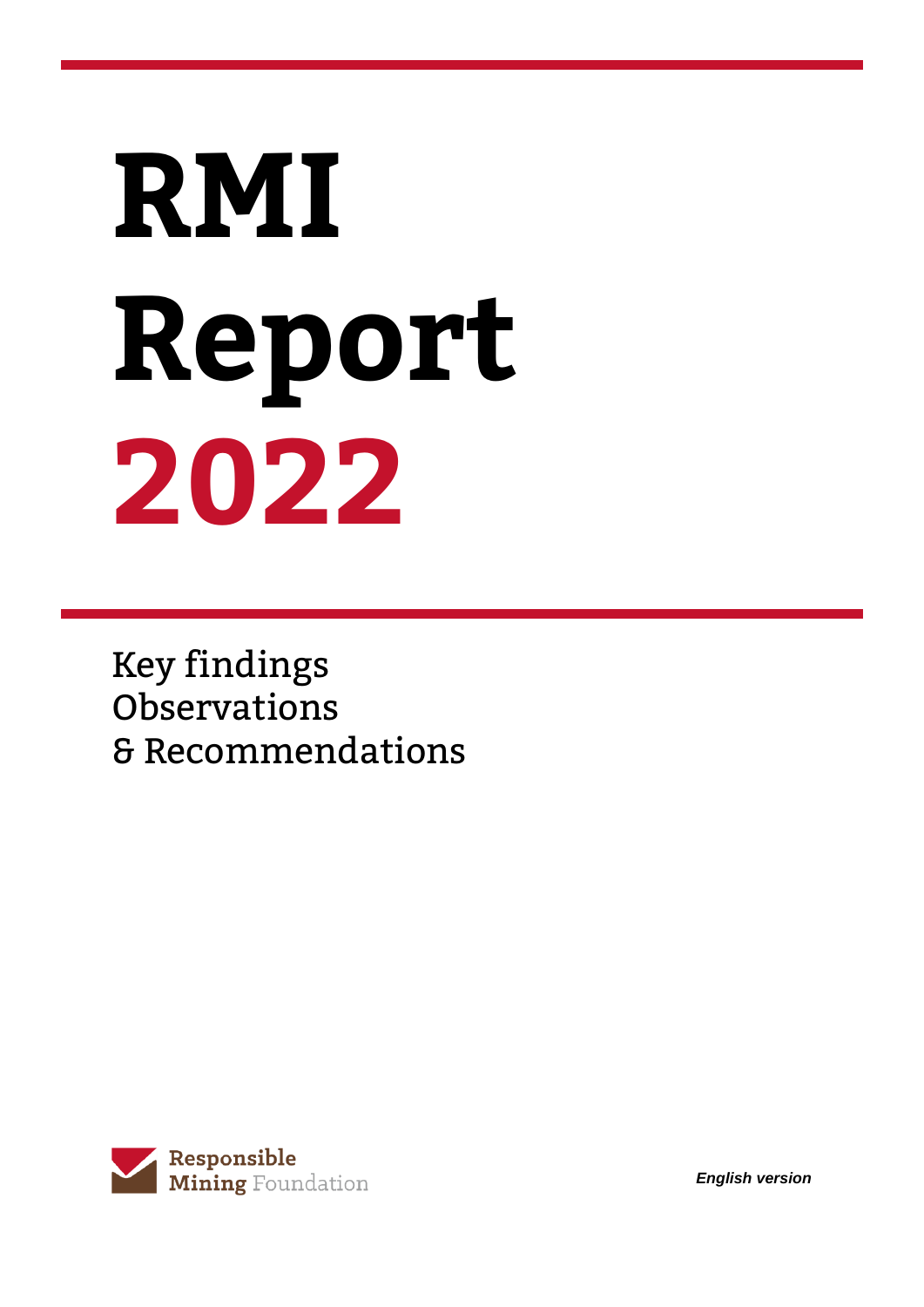# RMI Report 2022

Key findings
Observations
& Recommendations

Responsible Mining Foundation

*English version*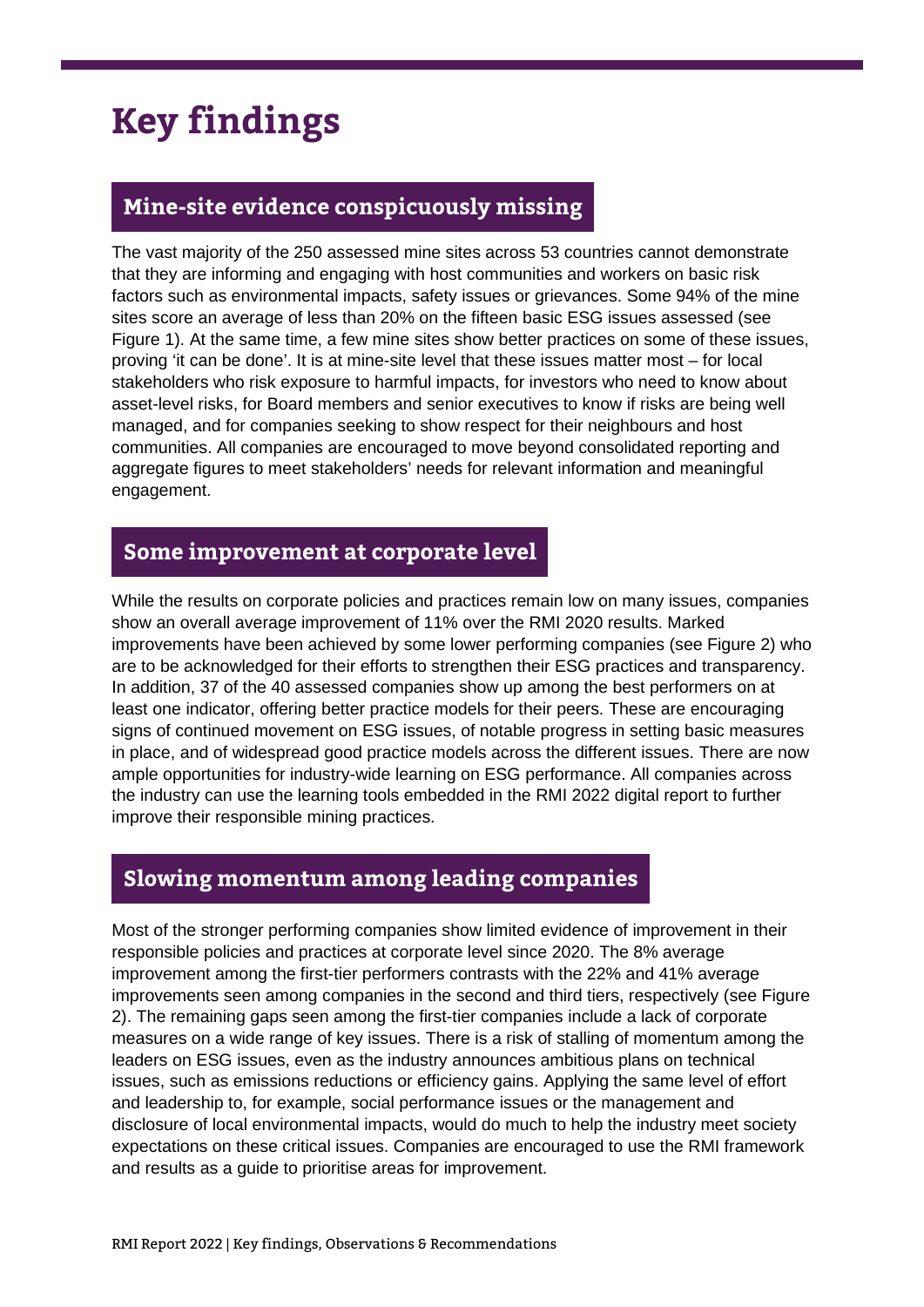# Key findings

## Mine-site evidence conspicuously missing

The vast majority of the 250 assessed mine sites across 53 countries cannot demonstrate that they are informing and engaging with host communities and workers on basic risk factors such as environmental impacts, safety issues or grievances. Some 94% of the mine sites score an average of less than 20% on the fifteen basic ESG issues assessed (see Figure 1). At the same time, a few mine sites show better practices on some of these issues, proving 'it can be done'. It is at mine-site level that these issues matter most – for local stakeholders who risk exposure to harmful impacts, for investors who need to know about asset-level risks, for Board members and senior executives to know if risks are being well managed, and for companies seeking to show respect for their neighbours and host communities. All companies are encouraged to move beyond consolidated reporting and aggregate figures to meet stakeholders' needs for relevant information and meaningful engagement.

## Some improvement at corporate level

While the results on corporate policies and practices remain low on many issues, companies show an overall average improvement of 11% over the RMI 2020 results. Marked improvements have been achieved by some lower performing companies (see Figure 2) who are to be acknowledged for their efforts to strengthen their ESG practices and transparency. In addition, 37 of the 40 assessed companies show up among the best performers on at least one indicator, offering better practice models for their peers. These are encouraging signs of continued movement on ESG issues, of notable progress in setting basic measures in place, and of widespread good practice models across the different issues. There are now ample opportunities for industry-wide learning on ESG performance. All companies across the industry can use the learning tools embedded in the RMI 2022 digital report to further improve their responsible mining practices.

## Slowing momentum among leading companies

Most of the stronger performing companies show limited evidence of improvement in their responsible policies and practices at corporate level since 2020. The 8% average improvement among the first-tier performers contrasts with the 22% and 41% average improvements seen among companies in the second and third tiers, respectively (see Figure 2). The remaining gaps seen among the first-tier companies include a lack of corporate measures on a wide range of key issues. There is a risk of stalling of momentum among the leaders on ESG issues, even as the industry announces ambitious plans on technical issues, such as emissions reductions or efficiency gains. Applying the same level of effort and leadership to, for example, social performance issues or the management and disclosure of local environmental impacts, would do much to help the industry meet society expectations on these critical issues. Companies are encouraged to use the RMI framework and results as a guide to prioritise areas for improvement.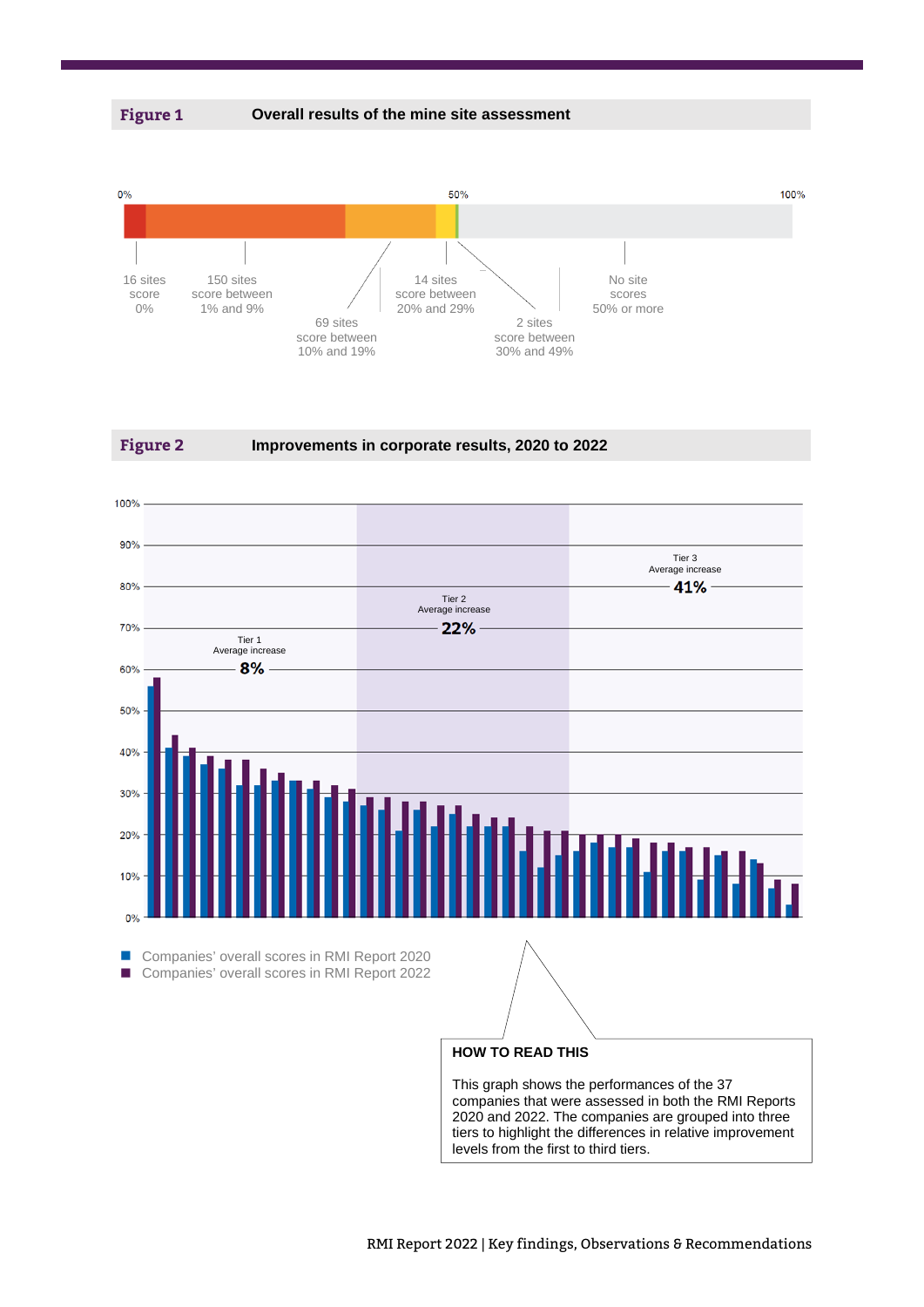**Figure 1** Overall results of the mine site assessment

0% 50% 100%

16 sites score 0%

150 sites score between 1% and 9%

69 sites score between 10% and 19%

14 sites score between 20% and 29%

2 sites score between 30% and 49%

No site scores 50% or more

**Figure 2** Improvements in corporate results, 2020 to 2022

Tier 1 Average increase **8%**

Tier 2 Average increase **22%**

Tier 3 Average increase **41%**

- Companies' overall scores in RMI Report 2020
- Companies' overall scores in RMI Report 2022

**HOW TO READ THIS**

This graph shows the performances of the 37 companies that were assessed in both the RMI Reports 2020 and 2022. The companies are grouped into three tiers to highlight the differences in relative improvement levels from the first to third tiers.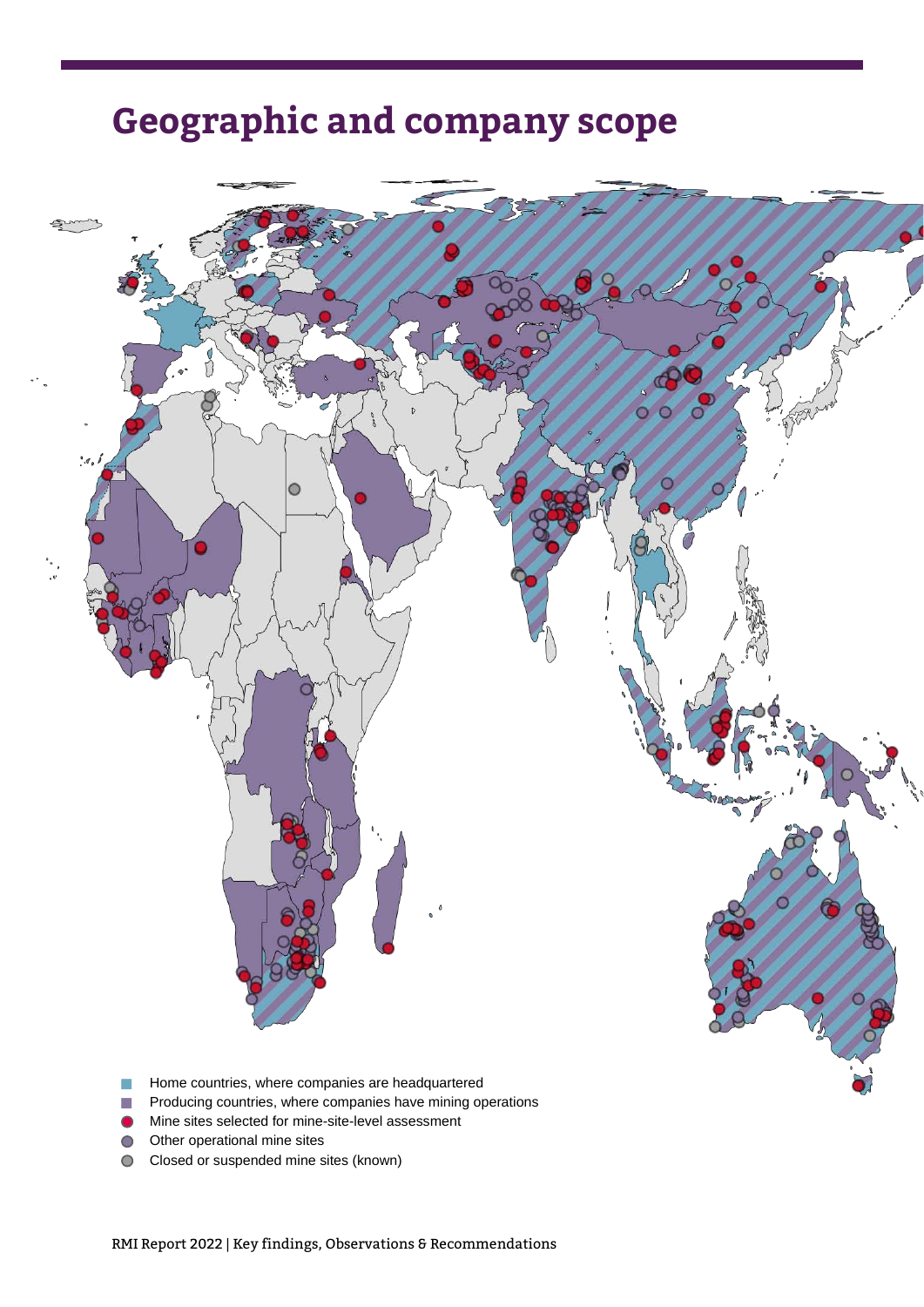# Geographic and company scope

- Home countries, where companies are headquartered
- Producing countries, where companies have mining operations
- Mine sites selected for mine-site-level assessment
- Other operational mine sites
- Closed or suspended mine sites (known)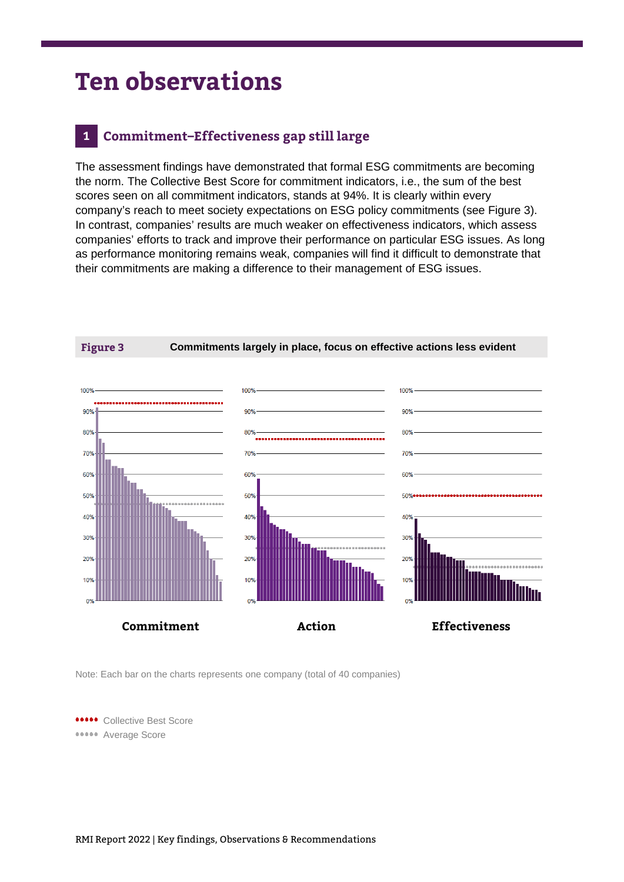# Ten observations

## 1 Commitment–Effectiveness gap still large

The assessment findings have demonstrated that formal ESG commitments are becoming the norm. The Collective Best Score for commitment indicators, i.e., the sum of the best scores seen on all commitment indicators, stands at 94%. It is clearly within every company's reach to meet society expectations on ESG policy commitments (see Figure 3). In contrast, companies' results are much weaker on effectiveness indicators, which assess companies' efforts to track and improve their performance on particular ESG issues. As long as performance monitoring remains weak, companies will find it difficult to demonstrate that their commitments are making a difference to their management of ESG issues.

**Figure 3** **Commitments largely in place, focus on effective actions less evident**

**Commitment** **Action** **Effectiveness**

Note: Each bar on the charts represents one company (total of 40 companies)

Collective Best Score
Average Score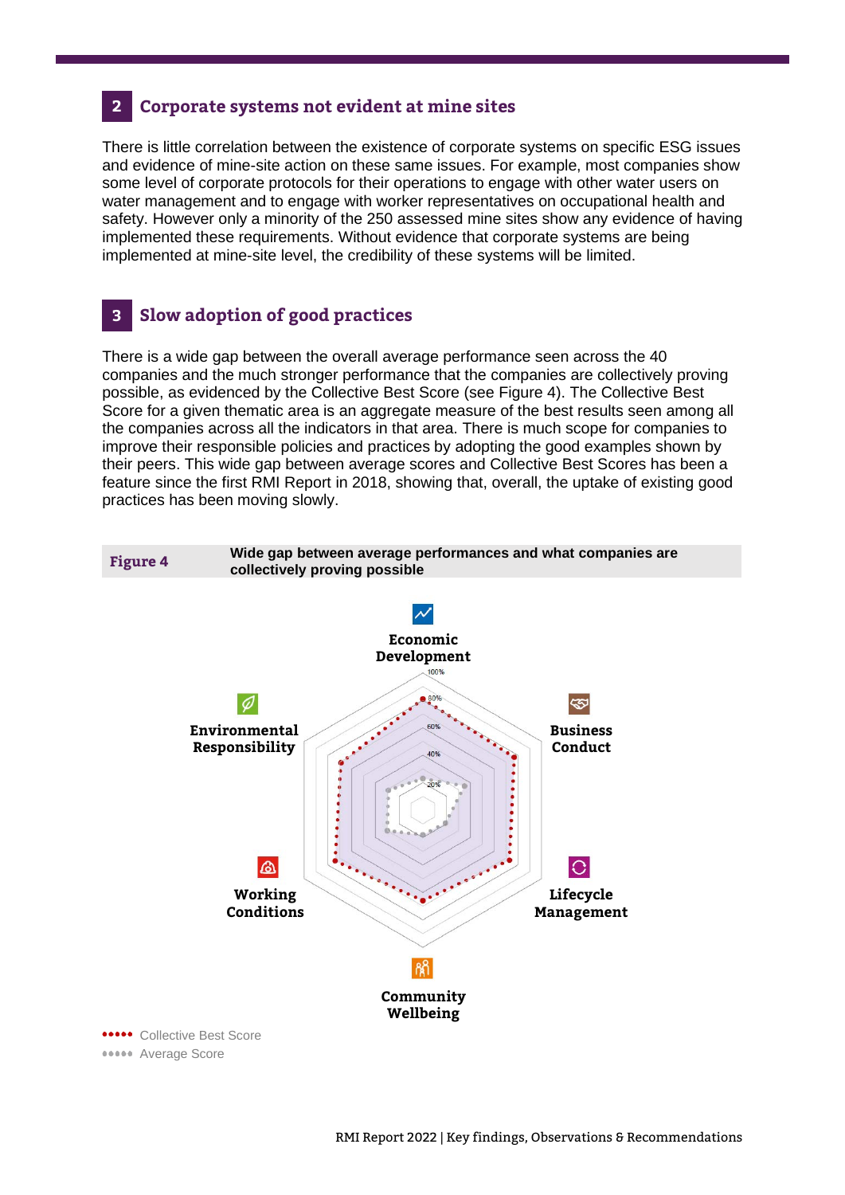## 2 Corporate systems not evident at mine sites

There is little correlation between the existence of corporate systems on specific ESG issues and evidence of mine-site action on these same issues. For example, most companies show some level of corporate protocols for their operations to engage with other water users on water management and to engage with worker representatives on occupational health and safety. However only a minority of the 250 assessed mine sites show any evidence of having implemented these requirements. Without evidence that corporate systems are being implemented at mine-site level, the credibility of these systems will be limited.

## 3 Slow adoption of good practices

There is a wide gap between the overall average performance seen across the 40 companies and the much stronger performance that the companies are collectively proving possible, as evidenced by the Collective Best Score (see Figure 4). The Collective Best Score for a given thematic area is an aggregate measure of the best results seen among all the companies across all the indicators in that area. There is much scope for companies to improve their responsible policies and practices by adopting the good examples shown by their peers. This wide gap between average scores and Collective Best Scores has been a feature since the first RMI Report in 2018, showing that, overall, the uptake of existing good practices has been moving slowly.

**Figure 4** **Wide gap between average performances and what companies are collectively proving possible**

Economic Development

Business Conduct

Lifecycle Management

Community Wellbeing

Working Conditions

Environmental Responsibility

100%, 80%, 60%, 40%, 20%

Collective Best Score

Average Score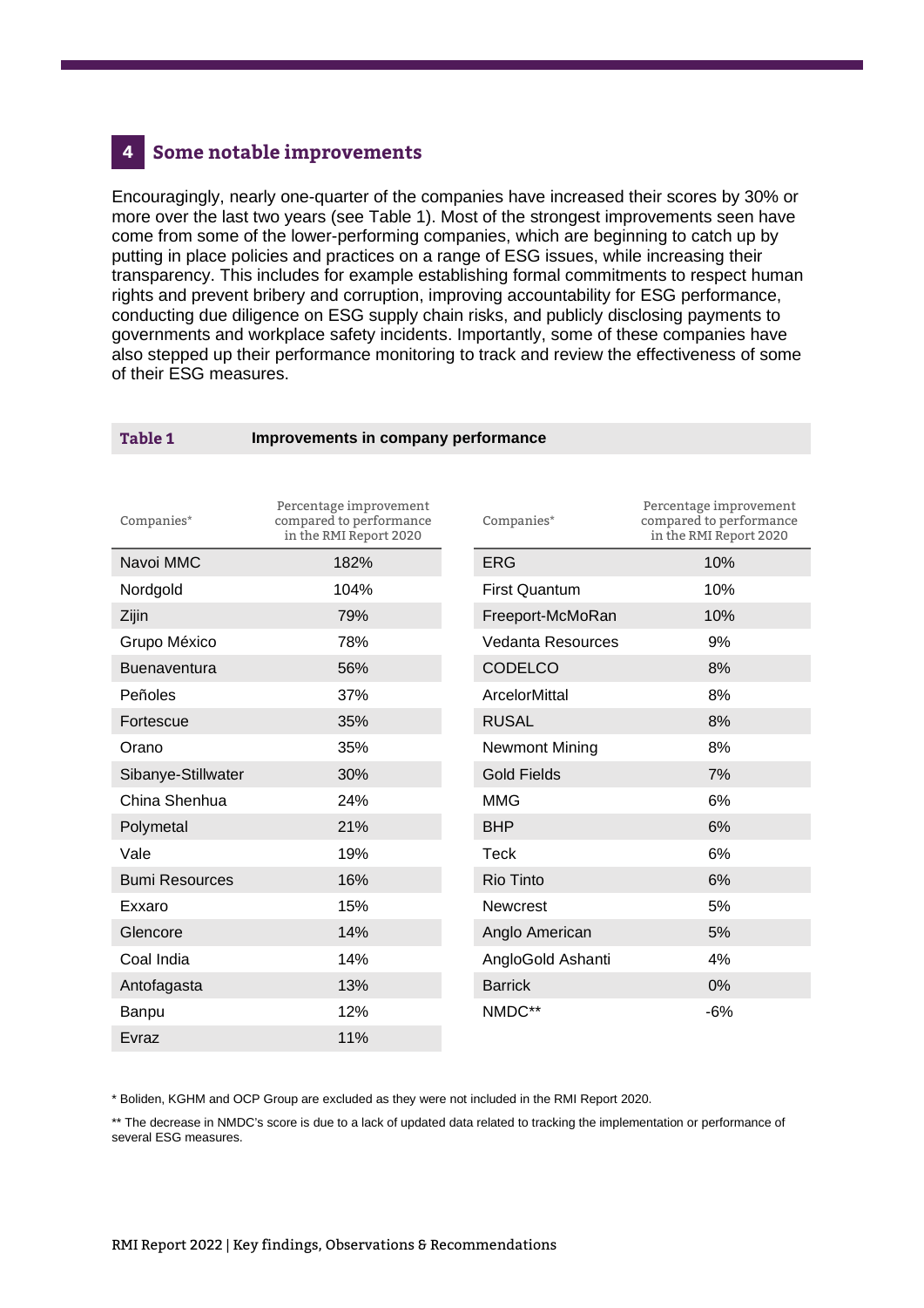## 4 Some notable improvements

Encouragingly, nearly one-quarter of the companies have increased their scores by 30% or more over the last two years (see Table 1). Most of the strongest improvements seen have come from some of the lower-performing companies, which are beginning to catch up by putting in place policies and practices on a range of ESG issues, while increasing their transparency. This includes for example establishing formal commitments to respect human rights and prevent bribery and corruption, improving accountability for ESG performance, conducting due diligence on ESG supply chain risks, and publicly disclosing payments to governments and workplace safety incidents. Importantly, some of these companies have also stepped up their performance monitoring to track and review the effectiveness of some of their ESG measures.

**Table 1** **Improvements in company performance**

| Companies* | Percentage improvement compared to performance in the RMI Report 2020 | Companies* | Percentage improvement compared to performance in the RMI Report 2020 |
|---|---|---|---|
| Navoi MMC | 182% | ERG | 10% |
| Nordgold | 104% | First Quantum | 10% |
| Zijin | 79% | Freeport-McMoRan | 10% |
| Grupo México | 78% | Vedanta Resources | 9% |
| Buenaventura | 56% | CODELCO | 8% |
| Peñoles | 37% | ArcelorMittal | 8% |
| Fortescue | 35% | RUSAL | 8% |
| Orano | 35% | Newmont Mining | 8% |
| Sibanye-Stillwater | 30% | Gold Fields | 7% |
| China Shenhua | 24% | MMG | 6% |
| Polymetal | 21% | BHP | 6% |
| Vale | 19% | Teck | 6% |
| Bumi Resources | 16% | Rio Tinto | 6% |
| Exxaro | 15% | Newcrest | 5% |
| Glencore | 14% | Anglo American | 5% |
| Coal India | 14% | AngloGold Ashanti | 4% |
| Antofagasta | 13% | Barrick | 0% |
| Banpu | 12% | NMDC** | -6% |
| Evraz | 11% | | |

* Boliden, KGHM and OCP Group are excluded as they were not included in the RMI Report 2020.

** The decrease in NMDC's score is due to a lack of updated data related to tracking the implementation or performance of several ESG measures.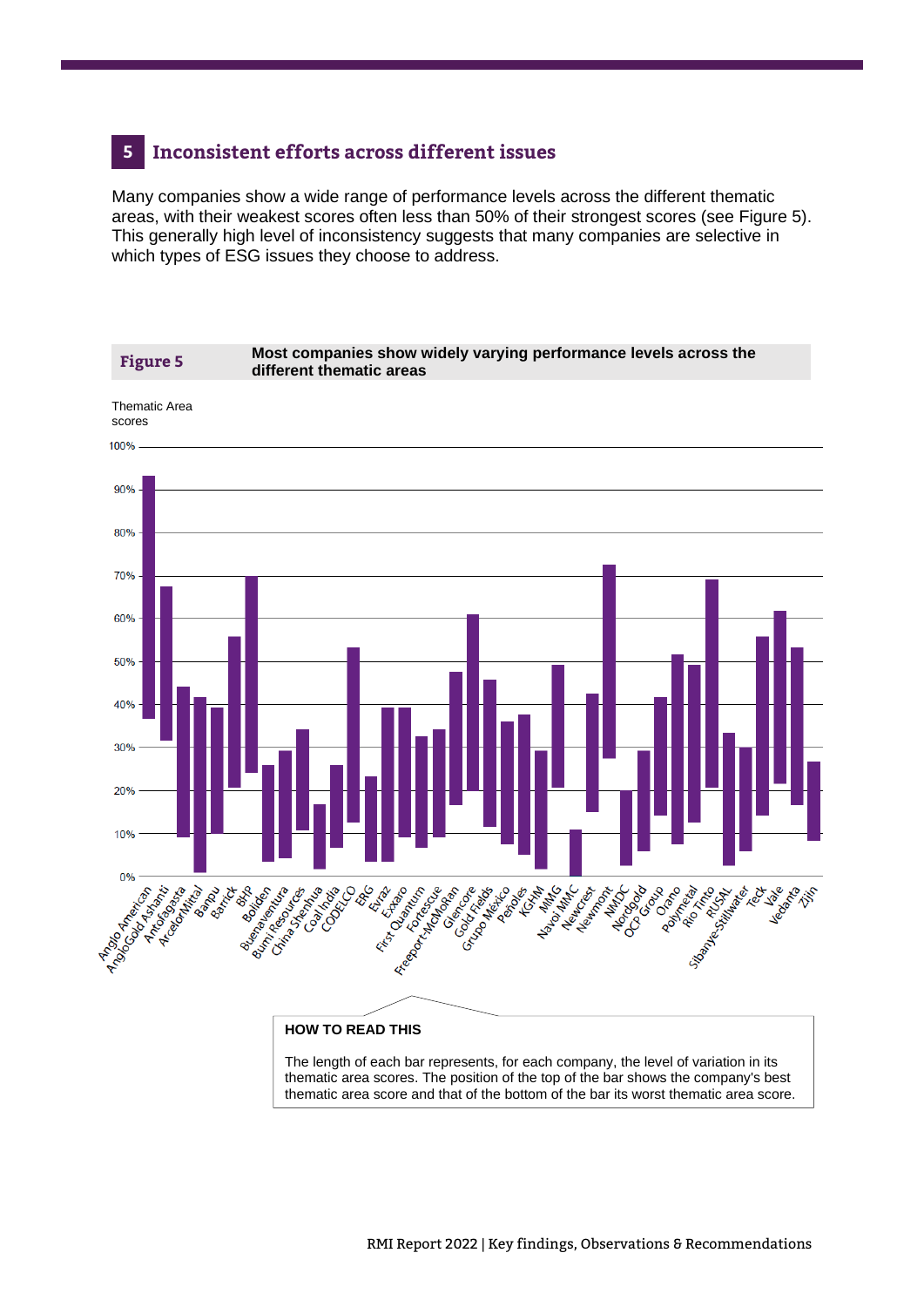## 5 Inconsistent efforts across different issues

Many companies show a wide range of performance levels across the different thematic areas, with their weakest scores often less than 50% of their strongest scores (see Figure 5). This generally high level of inconsistency suggests that many companies are selective in which types of ESG issues they choose to address.

**Figure 5** **Most companies show widely varying performance levels across the different thematic areas**

Thematic Area scores

100%
90%
80%
70%
60%
50%
40%
30%
20%
10%
0%

Anglo American, AngloGold Ashanti, Antofagasta, ArcelorMittal, Banpu, Barrick, BHP, Boliden, Buenaventura, Bumi Resources, China Shenhua, Coal India, CODELCO, ERG, Evraz, Exxaro, First Quantum, Fortescue, Freeport-McMoRan, Glencore, Gold Fields, Grupo México, Peñoles, KGHM, MMG, Navoi MMC, Newcrest, Newmont, NMDC, Nordgold, OCP Group, Orano, Polymetal, Rio Tinto, RUSAL, Sibanye-Stillwater, Teck, Vale, Vedanta, Zijin

**HOW TO READ THIS**

The length of each bar represents, for each company, the level of variation in its thematic area scores. The position of the top of the bar shows the company's best thematic area score and that of the bottom of the bar its worst thematic area score.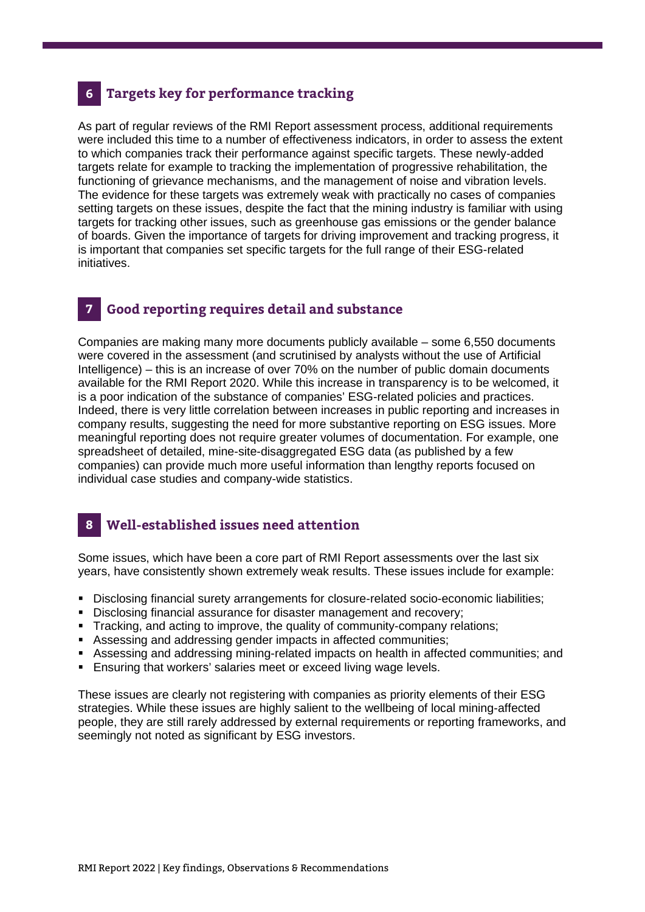## 6 Targets key for performance tracking

As part of regular reviews of the RMI Report assessment process, additional requirements were included this time to a number of effectiveness indicators, in order to assess the extent to which companies track their performance against specific targets. These newly-added targets relate for example to tracking the implementation of progressive rehabilitation, the functioning of grievance mechanisms, and the management of noise and vibration levels. The evidence for these targets was extremely weak with practically no cases of companies setting targets on these issues, despite the fact that the mining industry is familiar with using targets for tracking other issues, such as greenhouse gas emissions or the gender balance of boards. Given the importance of targets for driving improvement and tracking progress, it is important that companies set specific targets for the full range of their ESG-related initiatives.

## 7 Good reporting requires detail and substance

Companies are making many more documents publicly available – some 6,550 documents were covered in the assessment (and scrutinised by analysts without the use of Artificial Intelligence) – this is an increase of over 70% on the number of public domain documents available for the RMI Report 2020. While this increase in transparency is to be welcomed, it is a poor indication of the substance of companies' ESG-related policies and practices. Indeed, there is very little correlation between increases in public reporting and increases in company results, suggesting the need for more substantive reporting on ESG issues. More meaningful reporting does not require greater volumes of documentation. For example, one spreadsheet of detailed, mine-site-disaggregated ESG data (as published by a few companies) can provide much more useful information than lengthy reports focused on individual case studies and company-wide statistics.

## 8 Well-established issues need attention

Some issues, which have been a core part of RMI Report assessments over the last six years, have consistently shown extremely weak results. These issues include for example:

- Disclosing financial surety arrangements for closure-related socio-economic liabilities;
- Disclosing financial assurance for disaster management and recovery;
- Tracking, and acting to improve, the quality of community-company relations;
- Assessing and addressing gender impacts in affected communities;
- Assessing and addressing mining-related impacts on health in affected communities; and
- Ensuring that workers' salaries meet or exceed living wage levels.

These issues are clearly not registering with companies as priority elements of their ESG strategies. While these issues are highly salient to the wellbeing of local mining-affected people, they are still rarely addressed by external requirements or reporting frameworks, and seemingly not noted as significant by ESG investors.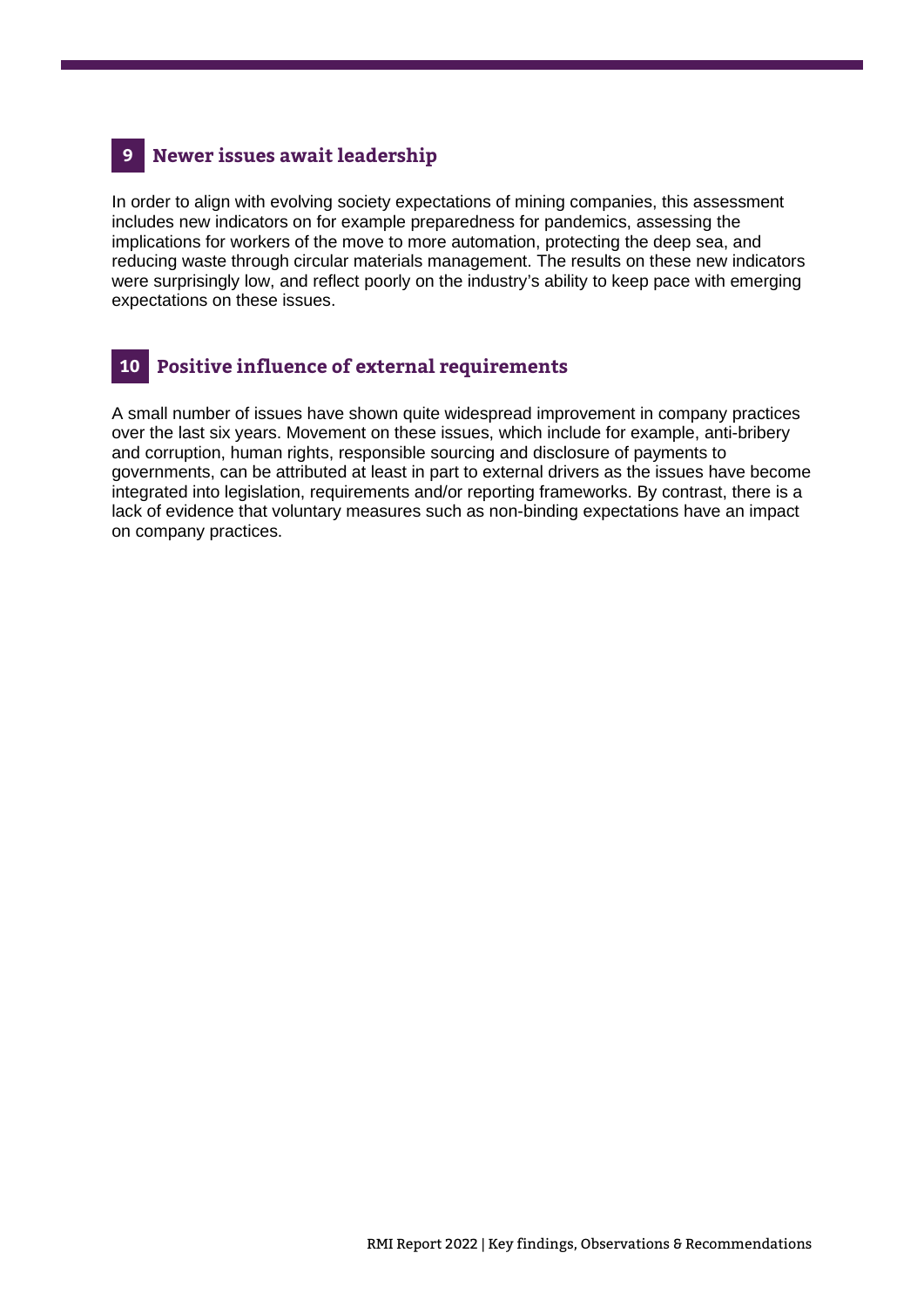## 9 Newer issues await leadership

In order to align with evolving society expectations of mining companies, this assessment includes new indicators on for example preparedness for pandemics, assessing the implications for workers of the move to more automation, protecting the deep sea, and reducing waste through circular materials management. The results on these new indicators were surprisingly low, and reflect poorly on the industry's ability to keep pace with emerging expectations on these issues.

## 10 Positive influence of external requirements

A small number of issues have shown quite widespread improvement in company practices over the last six years. Movement on these issues, which include for example, anti-bribery and corruption, human rights, responsible sourcing and disclosure of payments to governments, can be attributed at least in part to external drivers as the issues have become integrated into legislation, requirements and/or reporting frameworks. By contrast, there is a lack of evidence that voluntary measures such as non-binding expectations have an impact on company practices.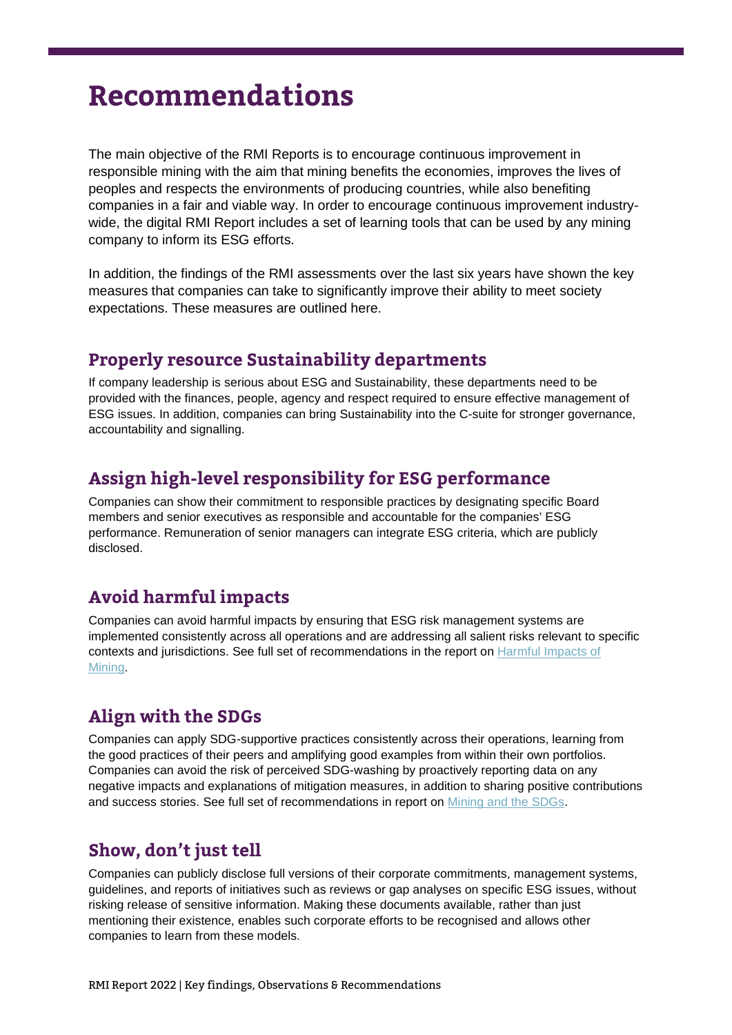# Recommendations

The main objective of the RMI Reports is to encourage continuous improvement in responsible mining with the aim that mining benefits the economies, improves the lives of peoples and respects the environments of producing countries, while also benefiting companies in a fair and viable way. In order to encourage continuous improvement industry-wide, the digital RMI Report includes a set of learning tools that can be used by any mining company to inform its ESG efforts.

In addition, the findings of the RMI assessments over the last six years have shown the key measures that companies can take to significantly improve their ability to meet society expectations. These measures are outlined here.

## Properly resource Sustainability departments

If company leadership is serious about ESG and Sustainability, these departments need to be provided with the finances, people, agency and respect required to ensure effective management of ESG issues. In addition, companies can bring Sustainability into the C-suite for stronger governance, accountability and signalling.

## Assign high-level responsibility for ESG performance

Companies can show their commitment to responsible practices by designating specific Board members and senior executives as responsible and accountable for the companies' ESG performance. Remuneration of senior managers can integrate ESG criteria, which are publicly disclosed.

## Avoid harmful impacts

Companies can avoid harmful impacts by ensuring that ESG risk management systems are implemented consistently across all operations and are addressing all salient risks relevant to specific contexts and jurisdictions. See full set of recommendations in the report on Harmful Impacts of Mining.

## Align with the SDGs

Companies can apply SDG-supportive practices consistently across their operations, learning from the good practices of their peers and amplifying good examples from within their own portfolios. Companies can avoid the risk of perceived SDG-washing by proactively reporting data on any negative impacts and explanations of mitigation measures, in addition to sharing positive contributions and success stories. See full set of recommendations in report on Mining and the SDGs.

## Show, don't just tell

Companies can publicly disclose full versions of their corporate commitments, management systems, guidelines, and reports of initiatives such as reviews or gap analyses on specific ESG issues, without risking release of sensitive information. Making these documents available, rather than just mentioning their existence, enables such corporate efforts to be recognised and allows other companies to learn from these models.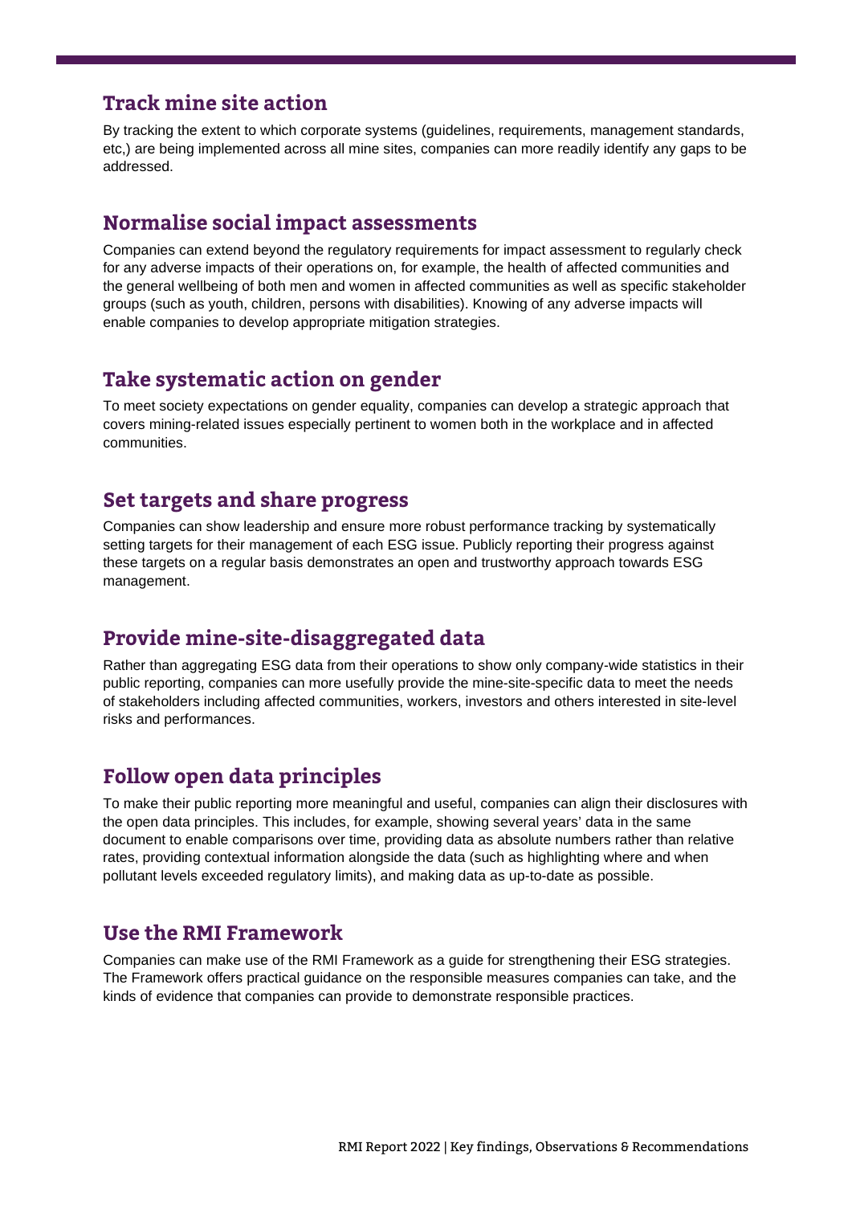## Track mine site action

By tracking the extent to which corporate systems (guidelines, requirements, management standards, etc,) are being implemented across all mine sites, companies can more readily identify any gaps to be addressed.

## Normalise social impact assessments

Companies can extend beyond the regulatory requirements for impact assessment to regularly check for any adverse impacts of their operations on, for example, the health of affected communities and the general wellbeing of both men and women in affected communities as well as specific stakeholder groups (such as youth, children, persons with disabilities). Knowing of any adverse impacts will enable companies to develop appropriate mitigation strategies.

## Take systematic action on gender

To meet society expectations on gender equality, companies can develop a strategic approach that covers mining-related issues especially pertinent to women both in the workplace and in affected communities.

## Set targets and share progress

Companies can show leadership and ensure more robust performance tracking by systematically setting targets for their management of each ESG issue. Publicly reporting their progress against these targets on a regular basis demonstrates an open and trustworthy approach towards ESG management.

## Provide mine-site-disaggregated data

Rather than aggregating ESG data from their operations to show only company-wide statistics in their public reporting, companies can more usefully provide the mine-site-specific data to meet the needs of stakeholders including affected communities, workers, investors and others interested in site-level risks and performances.

## Follow open data principles

To make their public reporting more meaningful and useful, companies can align their disclosures with the open data principles. This includes, for example, showing several years' data in the same document to enable comparisons over time, providing data as absolute numbers rather than relative rates, providing contextual information alongside the data (such as highlighting where and when pollutant levels exceeded regulatory limits), and making data as up-to-date as possible.

## Use the RMI Framework

Companies can make use of the RMI Framework as a guide for strengthening their ESG strategies. The Framework offers practical guidance on the responsible measures companies can take, and the kinds of evidence that companies can provide to demonstrate responsible practices.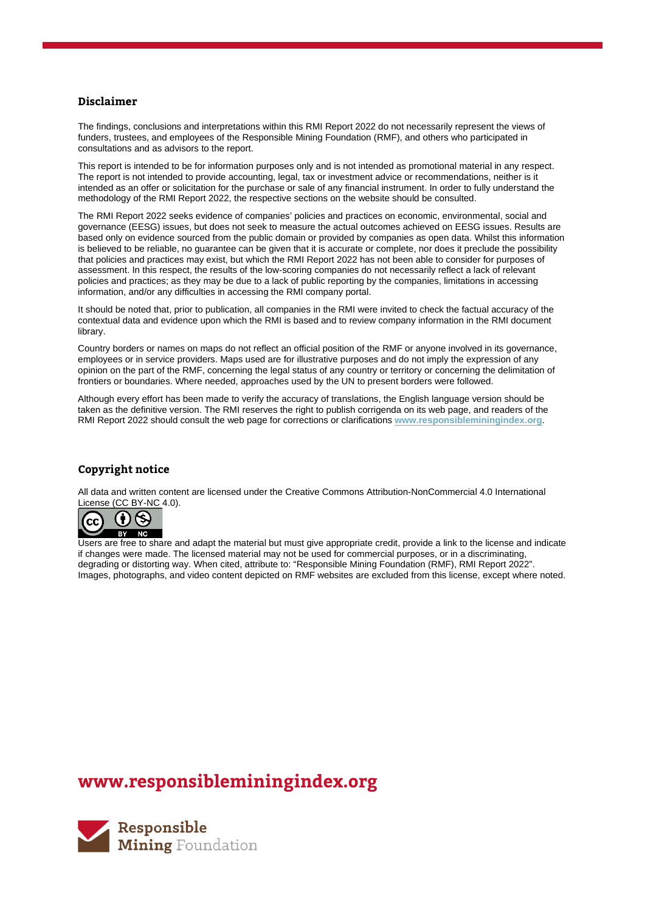## Disclaimer

The findings, conclusions and interpretations within this RMI Report 2022 do not necessarily represent the views of funders, trustees, and employees of the Responsible Mining Foundation (RMF), and others who participated in consultations and as advisors to the report.

This report is intended to be for information purposes only and is not intended as promotional material in any respect. The report is not intended to provide accounting, legal, tax or investment advice or recommendations, neither is it intended as an offer or solicitation for the purchase or sale of any financial instrument. In order to fully understand the methodology of the RMI Report 2022, the respective sections on the website should be consulted.

The RMI Report 2022 seeks evidence of companies' policies and practices on economic, environmental, social and governance (EESG) issues, but does not seek to measure the actual outcomes achieved on EESG issues. Results are based only on evidence sourced from the public domain or provided by companies as open data. Whilst this information is believed to be reliable, no guarantee can be given that it is accurate or complete, nor does it preclude the possibility that policies and practices may exist, but which the RMI Report 2022 has not been able to consider for purposes of assessment. In this respect, the results of the low-scoring companies do not necessarily reflect a lack of relevant policies and practices; as they may be due to a lack of public reporting by the companies, limitations in accessing information, and/or any difficulties in accessing the RMI company portal.

It should be noted that, prior to publication, all companies in the RMI were invited to check the factual accuracy of the contextual data and evidence upon which the RMI is based and to review company information in the RMI document library.

Country borders or names on maps do not reflect an official position of the RMF or anyone involved in its governance, employees or in service providers. Maps used are for illustrative purposes and do not imply the expression of any opinion on the part of the RMF, concerning the legal status of any country or territory or concerning the delimitation of frontiers or boundaries. Where needed, approaches used by the UN to present borders were followed.

Although every effort has been made to verify the accuracy of translations, the English language version should be taken as the definitive version. The RMI reserves the right to publish corrigenda on its web page, and readers of the RMI Report 2022 should consult the web page for corrections or clarifications **www.responsibleminingindex.org**.

## Copyright notice

All data and written content are licensed under the Creative Commons Attribution-NonCommercial 4.0 International License (CC BY-NC 4.0).

Users are free to share and adapt the material but must give appropriate credit, provide a link to the license and indicate if changes were made. The licensed material may not be used for commercial purposes, or in a discriminating, degrading or distorting way. When cited, attribute to: "Responsible Mining Foundation (RMF), RMI Report 2022". Images, photographs, and video content depicted on RMF websites are excluded from this license, except where noted.

**www.responsibleminingindex.org**

Responsible Mining Foundation